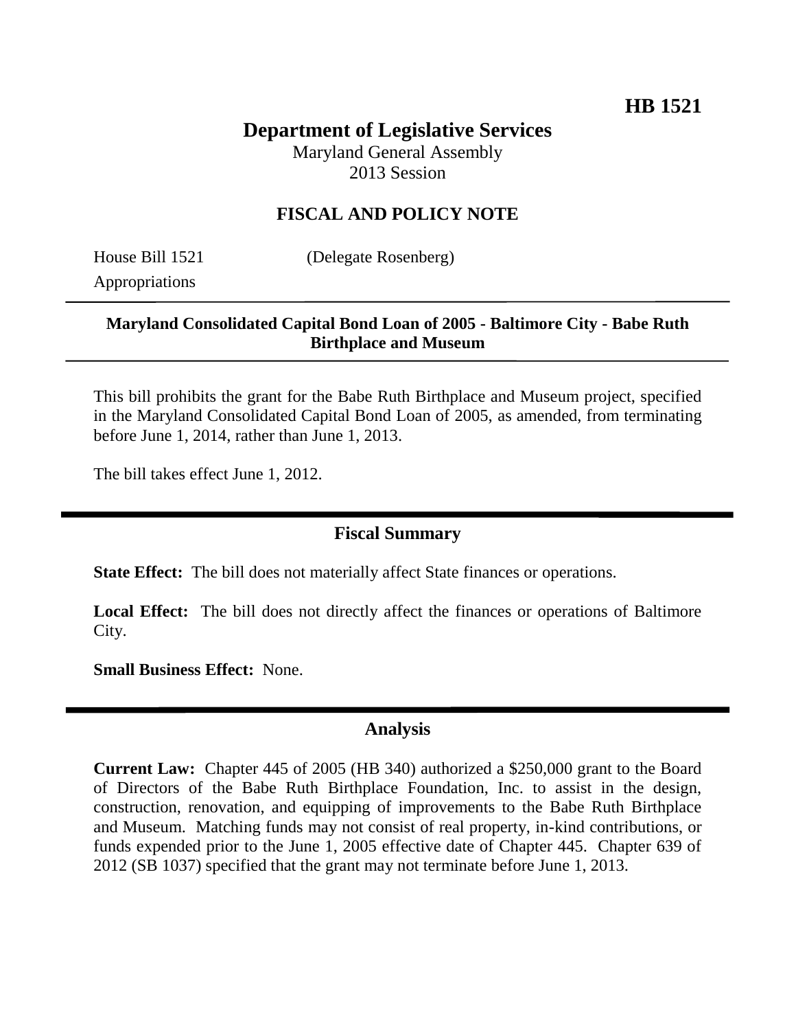**HB 1521**

# Department of Legislative Services

Maryland General Assembly
2013 Session

## FISCAL AND POLICY NOTE

House Bill 1521 (Delegate Rosenberg)
Appropriations

**Maryland Consolidated Capital Bond Loan of 2005 - Baltimore City - Babe Ruth Birthplace and Museum**

This bill prohibits the grant for the Babe Ruth Birthplace and Museum project, specified in the Maryland Consolidated Capital Bond Loan of 2005, as amended, from terminating before June 1, 2014, rather than June 1, 2013.

The bill takes effect June 1, 2012.

## Fiscal Summary

**State Effect:** The bill does not materially affect State finances or operations.

**Local Effect:** The bill does not directly affect the finances or operations of Baltimore City.

**Small Business Effect:** None.

## Analysis

**Current Law:** Chapter 445 of 2005 (HB 340) authorized a $250,000 grant to the Board of Directors of the Babe Ruth Birthplace Foundation, Inc. to assist in the design, construction, renovation, and equipping of improvements to the Babe Ruth Birthplace and Museum. Matching funds may not consist of real property, in-kind contributions, or funds expended prior to the June 1, 2005 effective date of Chapter 445. Chapter 639 of 2012 (SB 1037) specified that the grant may not terminate before June 1, 2013.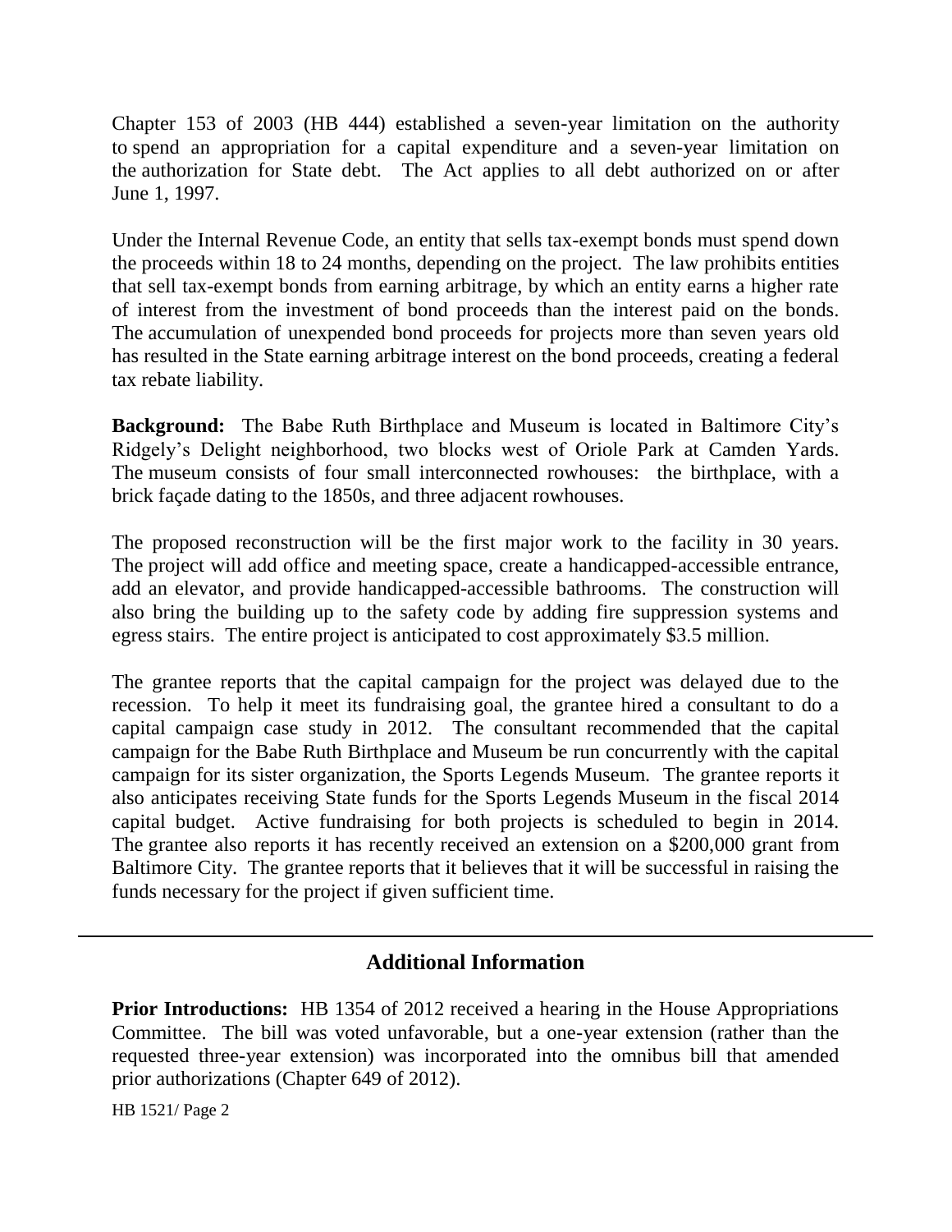Chapter 153 of 2003 (HB 444) established a seven-year limitation on the authority to spend an appropriation for a capital expenditure and a seven-year limitation on the authorization for State debt. The Act applies to all debt authorized on or after June 1, 1997.

Under the Internal Revenue Code, an entity that sells tax-exempt bonds must spend down the proceeds within 18 to 24 months, depending on the project. The law prohibits entities that sell tax-exempt bonds from earning arbitrage, by which an entity earns a higher rate of interest from the investment of bond proceeds than the interest paid on the bonds. The accumulation of unexpended bond proceeds for projects more than seven years old has resulted in the State earning arbitrage interest on the bond proceeds, creating a federal tax rebate liability.

**Background:** The Babe Ruth Birthplace and Museum is located in Baltimore City's Ridgely's Delight neighborhood, two blocks west of Oriole Park at Camden Yards. The museum consists of four small interconnected rowhouses: the birthplace, with a brick façade dating to the 1850s, and three adjacent rowhouses.

The proposed reconstruction will be the first major work to the facility in 30 years. The project will add office and meeting space, create a handicapped-accessible entrance, add an elevator, and provide handicapped-accessible bathrooms. The construction will also bring the building up to the safety code by adding fire suppression systems and egress stairs. The entire project is anticipated to cost approximately $3.5 million.

The grantee reports that the capital campaign for the project was delayed due to the recession. To help it meet its fundraising goal, the grantee hired a consultant to do a capital campaign case study in 2012. The consultant recommended that the capital campaign for the Babe Ruth Birthplace and Museum be run concurrently with the capital campaign for its sister organization, the Sports Legends Museum. The grantee reports it also anticipates receiving State funds for the Sports Legends Museum in the fiscal 2014 capital budget. Active fundraising for both projects is scheduled to begin in 2014. The grantee also reports it has recently received an extension on a $200,000 grant from Baltimore City. The grantee reports that it believes that it will be successful in raising the funds necessary for the project if given sufficient time.

## Additional Information

**Prior Introductions:** HB 1354 of 2012 received a hearing in the House Appropriations Committee. The bill was voted unfavorable, but a one-year extension (rather than the requested three-year extension) was incorporated into the omnibus bill that amended prior authorizations (Chapter 649 of 2012).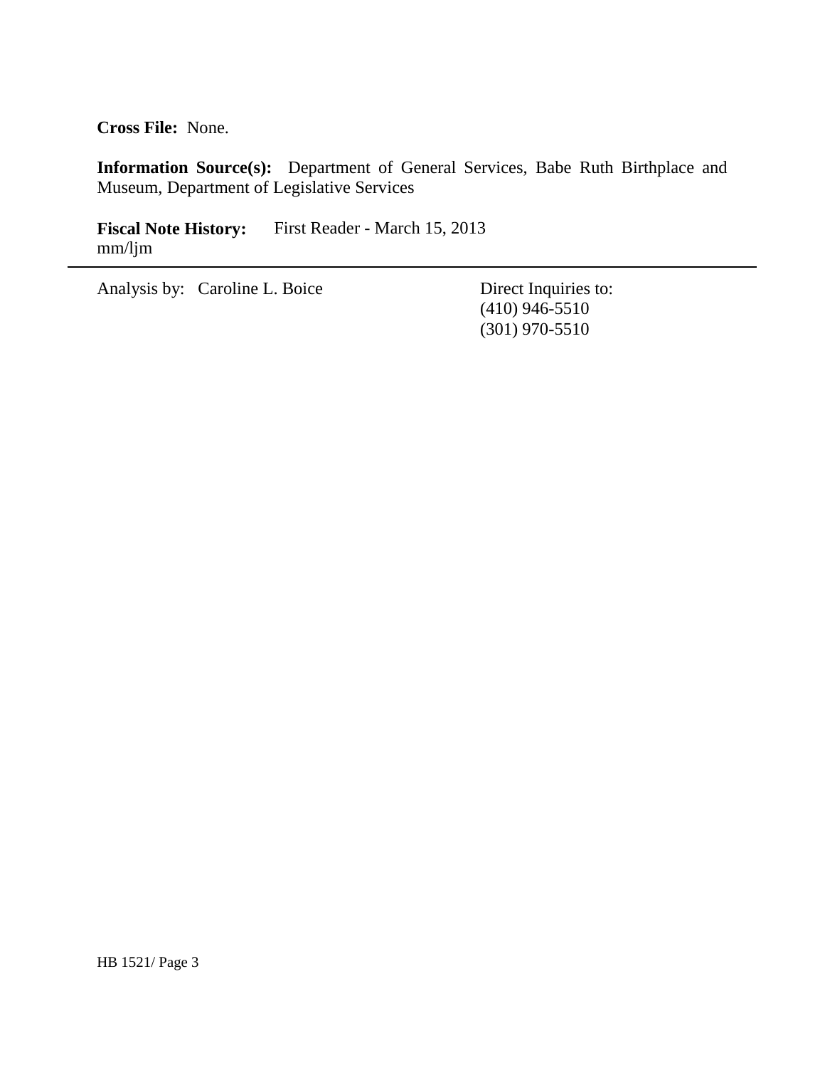**Cross File:** None.

**Information Source(s):** Department of General Services, Babe Ruth Birthplace and Museum, Department of Legislative Services

**Fiscal Note History:** First Reader - March 15, 2013
mm/ljm

---

Analysis by: Caroline L. Boice

Direct Inquiries to:
(410) 946-5510
(301) 970-5510